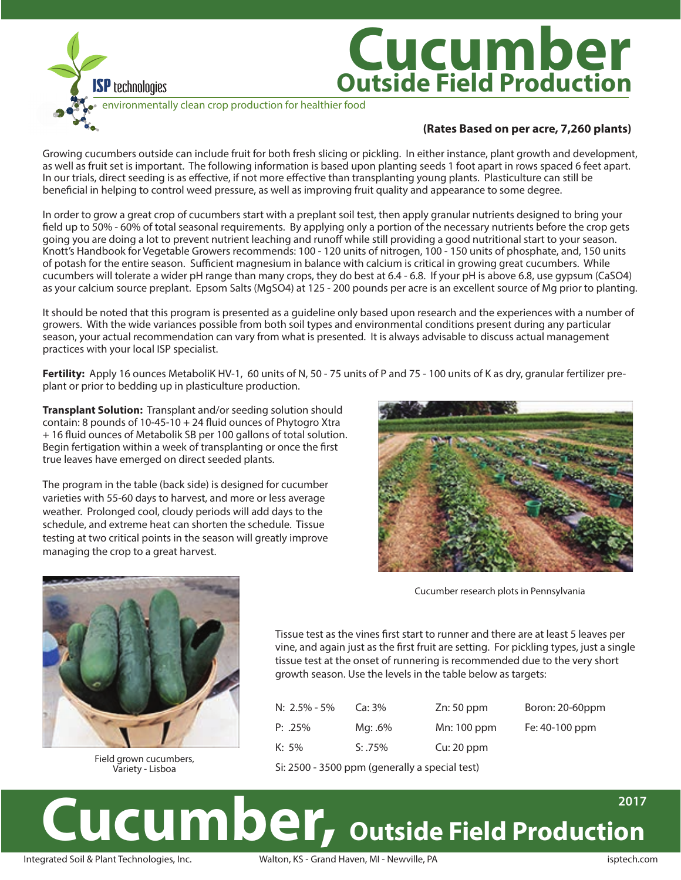# Cucumber

## Outside Field Production

ISP technologies

environmentally clean crop production for healthier food

**(Rates Based on per acre, 7,260 plants)**

Growing cucumbers outside can include fruit for both fresh slicing or pickling. In either instance, plant growth and development, as well as fruit set is important. The following information is based upon planting seeds 1 foot apart in rows spaced 6 feet apart. In our trials, direct seeding is as effective, if not more effective than transplanting young plants. Plasticulture can still be beneficial in helping to control weed pressure, as well as improving fruit quality and appearance to some degree.

In order to grow a great crop of cucumbers start with a preplant soil test, then apply granular nutrients designed to bring your field up to 50% - 60% of total seasonal requirements. By applying only a portion of the necessary nutrients before the crop gets going you are doing a lot to prevent nutrient leaching and runoff while still providing a good nutritional start to your season. Knott's Handbook for Vegetable Growers recommends: 100 - 120 units of nitrogen, 100 - 150 units of phosphate, and, 150 units of potash for the entire season. Sufficient magnesium in balance with calcium is critical in growing great cucumbers. While cucumbers will tolerate a wider pH range than many crops, they do best at 6.4 - 6.8. If your pH is above 6.8, use gypsum ($CaSO_4$) as your calcium source preplant. Epsom Salts ($MgSO_4$) at 125 - 200 pounds per acre is an excellent source of Mg prior to planting.

It should be noted that this program is presented as a guideline only based upon research and the experiences with a number of growers. With the wide variances possible from both soil types and environmental conditions present during any particular season, your actual recommendation can vary from what is presented. It is always advisable to discuss actual management practices with your local ISP specialist.

**Fertility:** Apply 16 ounces MetaboliK HV-1, 60 units of N, 50 - 75 units of P and 75 - 100 units of K as dry, granular fertilizer pre-plant or prior to bedding up in plasticulture production.

**Transplant Solution:** Transplant and/or seeding solution should contain: 8 pounds of 10-45-10 + 24 fluid ounces of Phytogro Xtra + 16 fluid ounces of Metabolik SB per 100 gallons of total solution. Begin fertigation within a week of transplanting or once the first true leaves have emerged on direct seeded plants.

The program in the table (back side) is designed for cucumber varieties with 55-60 days to harvest, and more or less average weather. Prolonged cool, cloudy periods will add days to the schedule, and extreme heat can shorten the schedule. Tissue testing at two critical points in the season will greatly improve managing the crop to a great harvest.

Cucumber research plots in Pennsylvania

Field grown cucumbers, Variety - Lisboa

Tissue test as the vines first start to runner and there are at least 5 leaves per vine, and again just as the first fruit are setting. For pickling types, just a single tissue test at the onset of runnering is recommended due to the very short growth season. Use the levels in the table below as targets:

| | | | |
|---|---|---|---|
| N: 2.5% - 5% | Ca: 3% | Zn: 50 ppm | Boron: 20-60ppm |
| P: .25% | Mg: .6% | Mn: 100 ppm | Fe: 40-100 ppm |
| K: 5% | S: .75% | Cu: 20 ppm | |

Si: 2500 - 3500 ppm (generally a special test)

# Cucumber, Outside Field Production

2017

Integrated Soil & Plant Technologies, Inc. Walton, KS - Grand Haven, MI - Newville, PA isptech.com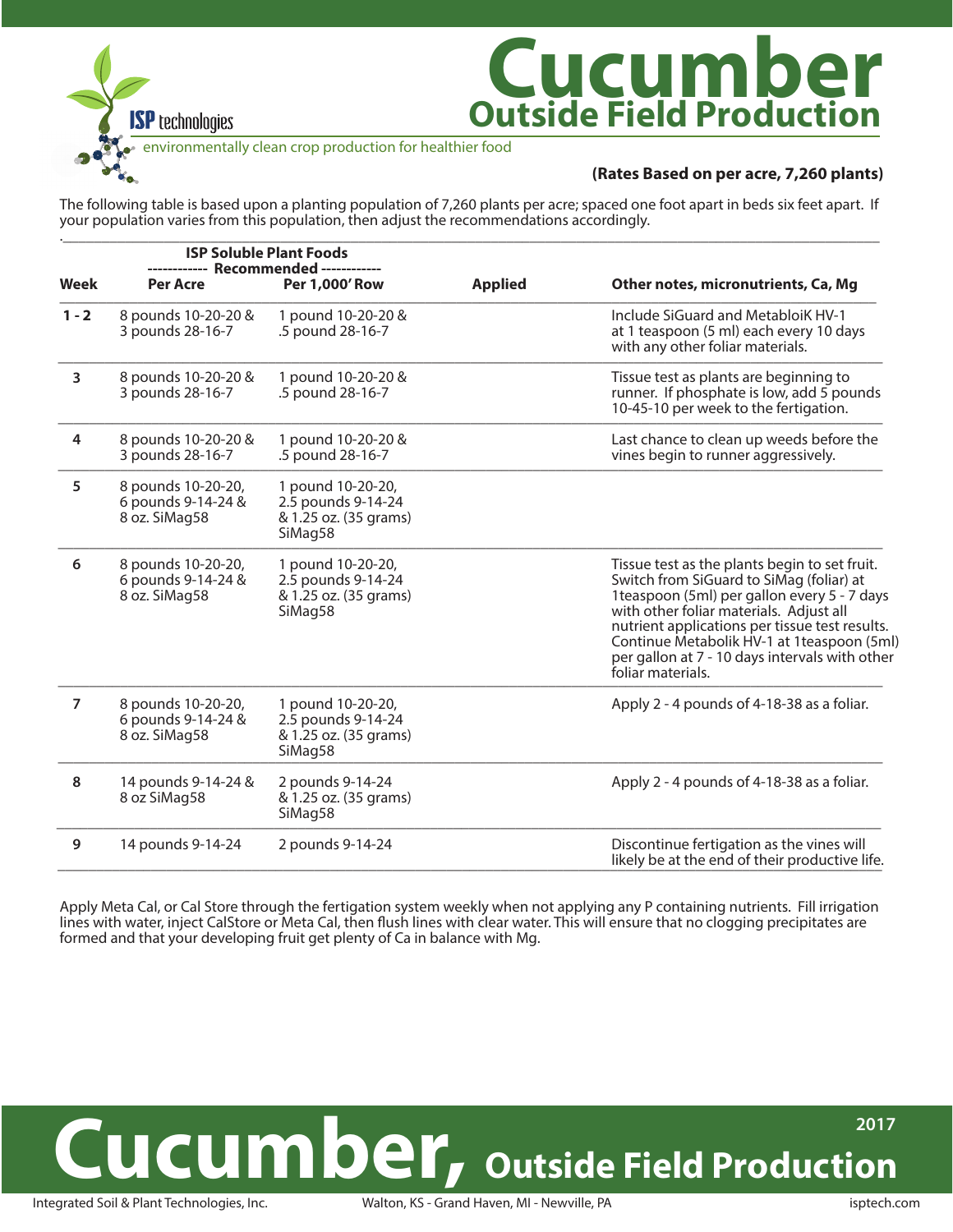# Cucumber
## Outside Field Production

ISP technologies

environmentally clean crop production for healthier food

**(Rates Based on per acre, 7,260 plants)**

The following table is based upon a planting population of 7,260 plants per acre; spaced one foot apart in beds six feet apart. If your population varies from this population, then adjust the recommendations accordingly.

| | ISP Soluble Plant Foods ------------ Recommended ------------ | | | |
|---|---|---|---|---|
| **Week** | **Per Acre** | **Per 1,000' Row** | **Applied** | **Other notes, micronutrients, Ca, Mg** |
| **1 - 2** | 8 pounds 10-20-20 & 3 pounds 28-16-7 | 1 pound 10-20-20 & .5 pound 28-16-7 | | Include SiGuard and MetabloiK HV-1 at 1 teaspoon (5 ml) each every 10 days with any other foliar materials. |
| **3** | 8 pounds 10-20-20 & 3 pounds 28-16-7 | 1 pound 10-20-20 & .5 pound 28-16-7 | | Tissue test as plants are beginning to runner. If phosphate is low, add 5 pounds 10-45-10 per week to the fertigation. |
| **4** | 8 pounds 10-20-20 & 3 pounds 28-16-7 | 1 pound 10-20-20 & .5 pound 28-16-7 | | Last chance to clean up weeds before the vines begin to runner aggressively. |
| **5** | 8 pounds 10-20-20, 6 pounds 9-14-24 & 8 oz. SiMag58 | 1 pound 10-20-20, 2.5 pounds 9-14-24 & 1.25 oz. (35 grams) SiMag58 | | |
| **6** | 8 pounds 10-20-20, 6 pounds 9-14-24 & 8 oz. SiMag58 | 1 pound 10-20-20, 2.5 pounds 9-14-24 & 1.25 oz. (35 grams) SiMag58 | | Tissue test as the plants begin to set fruit. Switch from SiGuard to SiMag (foliar) at 1teaspoon (5ml) per gallon every 5 - 7 days with other foliar materials. Adjust all nutrient applications per tissue test results. Continue Metabolik HV-1 at 1teaspoon (5ml) per gallon at 7 - 10 days intervals with other foliar materials. |
| **7** | 8 pounds 10-20-20, 6 pounds 9-14-24 & 8 oz. SiMag58 | 1 pound 10-20-20, 2.5 pounds 9-14-24 & 1.25 oz. (35 grams) SiMag58 | | Apply 2 - 4 pounds of 4-18-38 as a foliar. |
| **8** | 14 pounds 9-14-24 & 8 oz SiMag58 | 2 pounds 9-14-24 & 1.25 oz. (35 grams) SiMag58 | | Apply 2 - 4 pounds of 4-18-38 as a foliar. |
| **9** | 14 pounds 9-14-24 | 2 pounds 9-14-24 | | Discontinue fertigation as the vines will likely be at the end of their productive life. |

Apply Meta Cal, or Cal Store through the fertigation system weekly when not applying any P containing nutrients. Fill irrigation lines with water, inject CalStore or Meta Cal, then flush lines with clear water. This will ensure that no clogging precipitates are formed and that your developing fruit get plenty of Ca in balance with Mg.

**Cucumber, Outside Field Production** 2017

Integrated Soil & Plant Technologies, Inc. Walton, KS - Grand Haven, MI - Newville, PA isptech.com